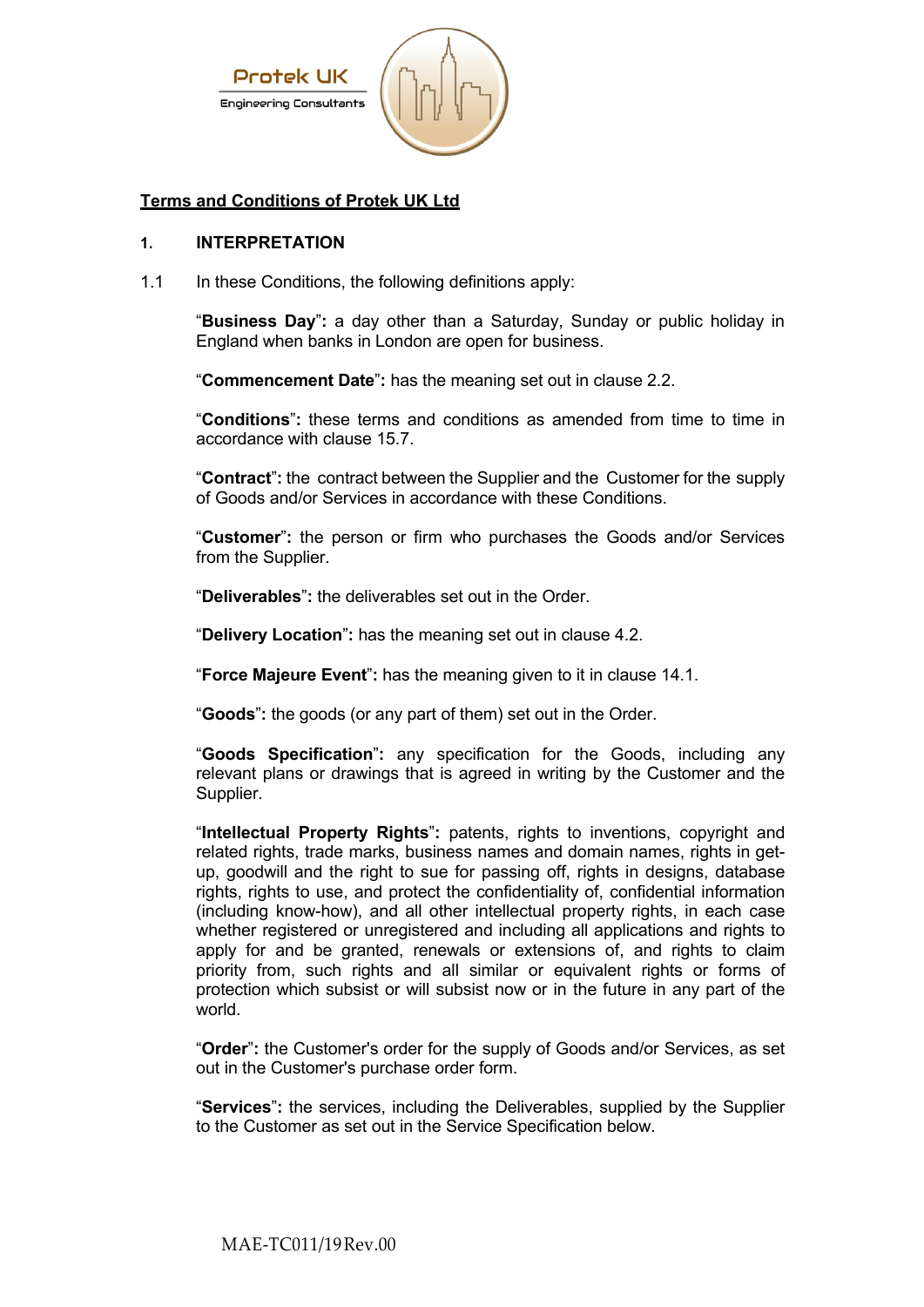Protek UK

Engineering Consultants

**Terms and Conditions of Protek UK Ltd**

## 1. INTERPRETATION

1.1 In these Conditions, the following definitions apply:

"**Business Day**"**:** a day other than a Saturday, Sunday or public holiday in England when banks in London are open for business.

"**Commencement Date**"**:** has the meaning set out in clause 2.2.

"**Conditions**"**:** these terms and conditions as amended from time to time in accordance with clause 15.7.

"**Contract**"**:** the contract between the Supplier and the Customer for the supply of Goods and/or Services in accordance with these Conditions.

"**Customer**"**:** the person or firm who purchases the Goods and/or Services from the Supplier.

"**Deliverables**"**:** the deliverables set out in the Order.

"**Delivery Location**"**:** has the meaning set out in clause 4.2.

"**Force Majeure Event**"**:** has the meaning given to it in clause 14.1.

"**Goods**"**:** the goods (or any part of them) set out in the Order.

"**Goods Specification**"**:** any specification for the Goods, including any relevant plans or drawings that is agreed in writing by the Customer and the Supplier.

"**Intellectual Property Rights**"**:** patents, rights to inventions, copyright and related rights, trade marks, business names and domain names, rights in get-up, goodwill and the right to sue for passing off, rights in designs, database rights, rights to use, and protect the confidentiality of, confidential information (including know-how), and all other intellectual property rights, in each case whether registered or unregistered and including all applications and rights to apply for and be granted, renewals or extensions of, and rights to claim priority from, such rights and all similar or equivalent rights or forms of protection which subsist or will subsist now or in the future in any part of the world.

"**Order**"**:** the Customer's order for the supply of Goods and/or Services, as set out in the Customer's purchase order form.

"**Services**"**:** the services, including the Deliverables, supplied by the Supplier to the Customer as set out in the Service Specification below.

MAE-TC011/19 Rev.00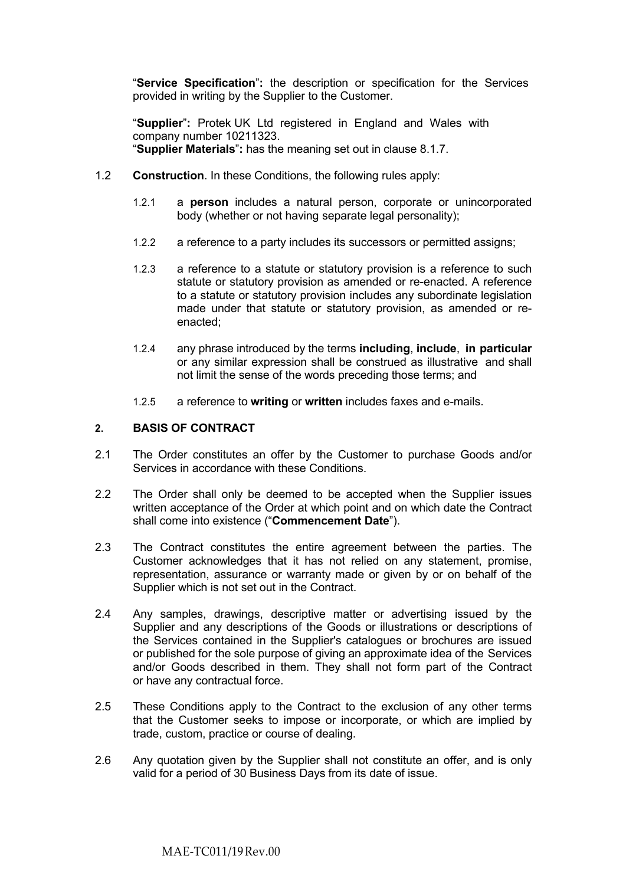"**Service Specification**"**:** the description or specification for the Services provided in writing by the Supplier to the Customer.

"**Supplier**"**:** Protek UK Ltd registered in England and Wales with company number 10211323.

"**Supplier Materials**"**:** has the meaning set out in clause 8.1.7.

1.2 **Construction**. In these Conditions, the following rules apply:

1.2.1 a **person** includes a natural person, corporate or unincorporated body (whether or not having separate legal personality);

1.2.2 a reference to a party includes its successors or permitted assigns;

1.2.3 a reference to a statute or statutory provision is a reference to such statute or statutory provision as amended or re-enacted. A reference to a statute or statutory provision includes any subordinate legislation made under that statute or statutory provision, as amended or re-enacted;

1.2.4 any phrase introduced by the terms **including**, **include**, **in particular** or any similar expression shall be construed as illustrative and shall not limit the sense of the words preceding those terms; and

1.2.5 a reference to **writing** or **written** includes faxes and e-mails.

## 2. BASIS OF CONTRACT

2.1 The Order constitutes an offer by the Customer to purchase Goods and/or Services in accordance with these Conditions.

2.2 The Order shall only be deemed to be accepted when the Supplier issues written acceptance of the Order at which point and on which date the Contract shall come into existence ("**Commencement Date**").

2.3 The Contract constitutes the entire agreement between the parties. The Customer acknowledges that it has not relied on any statement, promise, representation, assurance or warranty made or given by or on behalf of the Supplier which is not set out in the Contract.

2.4 Any samples, drawings, descriptive matter or advertising issued by the Supplier and any descriptions of the Goods or illustrations or descriptions of the Services contained in the Supplier's catalogues or brochures are issued or published for the sole purpose of giving an approximate idea of the Services and/or Goods described in them. They shall not form part of the Contract or have any contractual force.

2.5 These Conditions apply to the Contract to the exclusion of any other terms that the Customer seeks to impose or incorporate, or which are implied by trade, custom, practice or course of dealing.

2.6 Any quotation given by the Supplier shall not constitute an offer, and is only valid for a period of 30 Business Days from its date of issue.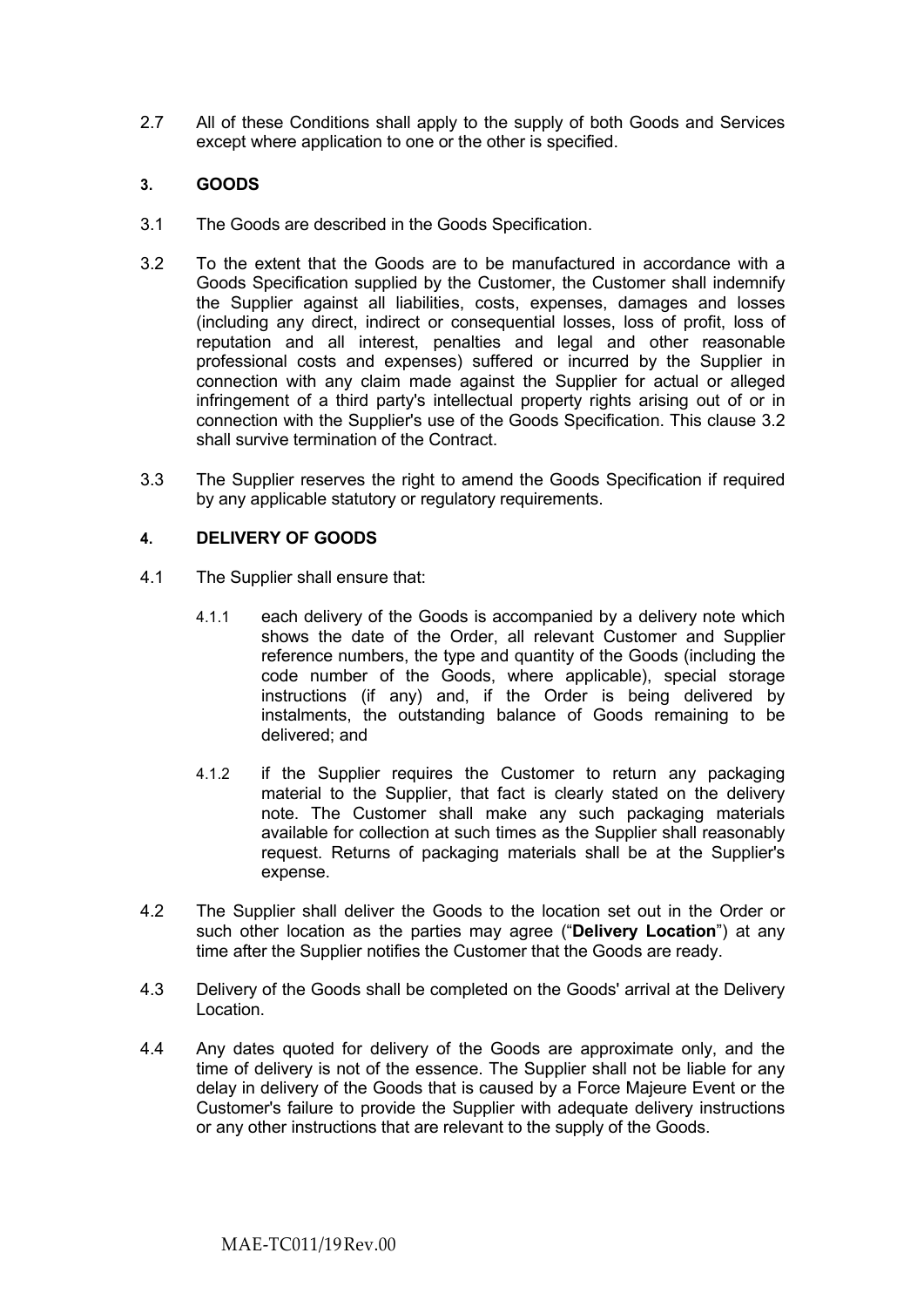2.7 All of these Conditions shall apply to the supply of both Goods and Services except where application to one or the other is specified.

## 3. GOODS

3.1 The Goods are described in the Goods Specification.

3.2 To the extent that the Goods are to be manufactured in accordance with a Goods Specification supplied by the Customer, the Customer shall indemnify the Supplier against all liabilities, costs, expenses, damages and losses (including any direct, indirect or consequential losses, loss of profit, loss of reputation and all interest, penalties and legal and other reasonable professional costs and expenses) suffered or incurred by the Supplier in connection with any claim made against the Supplier for actual or alleged infringement of a third party's intellectual property rights arising out of or in connection with the Supplier's use of the Goods Specification. This clause 3.2 shall survive termination of the Contract.

3.3 The Supplier reserves the right to amend the Goods Specification if required by any applicable statutory or regulatory requirements.

## 4. DELIVERY OF GOODS

4.1 The Supplier shall ensure that:

4.1.1 each delivery of the Goods is accompanied by a delivery note which shows the date of the Order, all relevant Customer and Supplier reference numbers, the type and quantity of the Goods (including the code number of the Goods, where applicable), special storage instructions (if any) and, if the Order is being delivered by instalments, the outstanding balance of Goods remaining to be delivered; and

4.1.2 if the Supplier requires the Customer to return any packaging material to the Supplier, that fact is clearly stated on the delivery note. The Customer shall make any such packaging materials available for collection at such times as the Supplier shall reasonably request. Returns of packaging materials shall be at the Supplier's expense.

4.2 The Supplier shall deliver the Goods to the location set out in the Order or such other location as the parties may agree ("**Delivery Location**") at any time after the Supplier notifies the Customer that the Goods are ready.

4.3 Delivery of the Goods shall be completed on the Goods' arrival at the Delivery Location.

4.4 Any dates quoted for delivery of the Goods are approximate only, and the time of delivery is not of the essence. The Supplier shall not be liable for any delay in delivery of the Goods that is caused by a Force Majeure Event or the Customer's failure to provide the Supplier with adequate delivery instructions or any other instructions that are relevant to the supply of the Goods.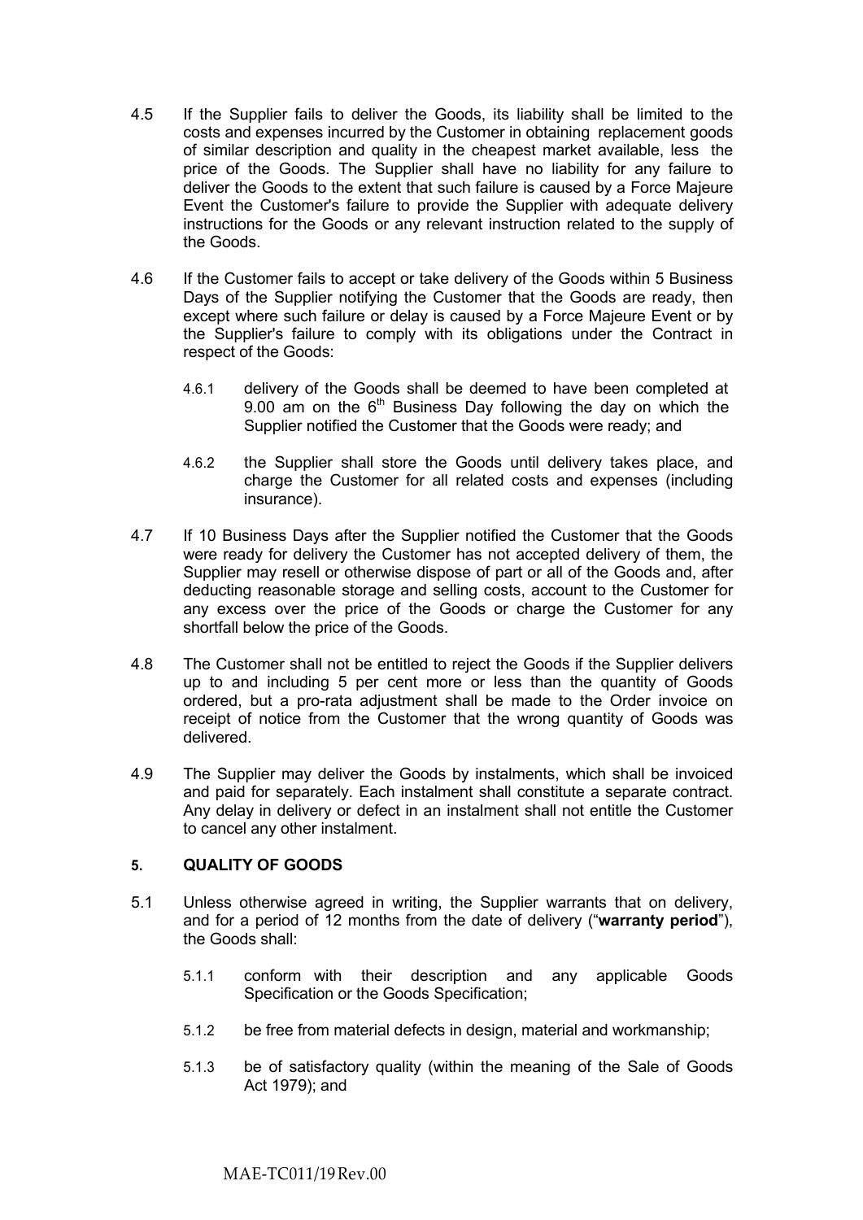4.5 If the Supplier fails to deliver the Goods, its liability shall be limited to the costs and expenses incurred by the Customer in obtaining replacement goods of similar description and quality in the cheapest market available, less the price of the Goods. The Supplier shall have no liability for any failure to deliver the Goods to the extent that such failure is caused by a Force Majeure Event the Customer's failure to provide the Supplier with adequate delivery instructions for the Goods or any relevant instruction related to the supply of the Goods.

4.6 If the Customer fails to accept or take delivery of the Goods within 5 Business Days of the Supplier notifying the Customer that the Goods are ready, then except where such failure or delay is caused by a Force Majeure Event or by the Supplier's failure to comply with its obligations under the Contract in respect of the Goods:

4.6.1 delivery of the Goods shall be deemed to have been completed at 9.00 am on the 6th Business Day following the day on which the Supplier notified the Customer that the Goods were ready; and

4.6.2 the Supplier shall store the Goods until delivery takes place, and charge the Customer for all related costs and expenses (including insurance).

4.7 If 10 Business Days after the Supplier notified the Customer that the Goods were ready for delivery the Customer has not accepted delivery of them, the Supplier may resell or otherwise dispose of part or all of the Goods and, after deducting reasonable storage and selling costs, account to the Customer for any excess over the price of the Goods or charge the Customer for any shortfall below the price of the Goods.

4.8 The Customer shall not be entitled to reject the Goods if the Supplier delivers up to and including 5 per cent more or less than the quantity of Goods ordered, but a pro-rata adjustment shall be made to the Order invoice on receipt of notice from the Customer that the wrong quantity of Goods was delivered.

4.9 The Supplier may deliver the Goods by instalments, which shall be invoiced and paid for separately. Each instalment shall constitute a separate contract. Any delay in delivery or defect in an instalment shall not entitle the Customer to cancel any other instalment.

## 5. QUALITY OF GOODS

5.1 Unless otherwise agreed in writing, the Supplier warrants that on delivery, and for a period of 12 months from the date of delivery ("**warranty period**"), the Goods shall:

5.1.1 conform with their description and any applicable Goods Specification or the Goods Specification;

5.1.2 be free from material defects in design, material and workmanship;

5.1.3 be of satisfactory quality (within the meaning of the Sale of Goods Act 1979); and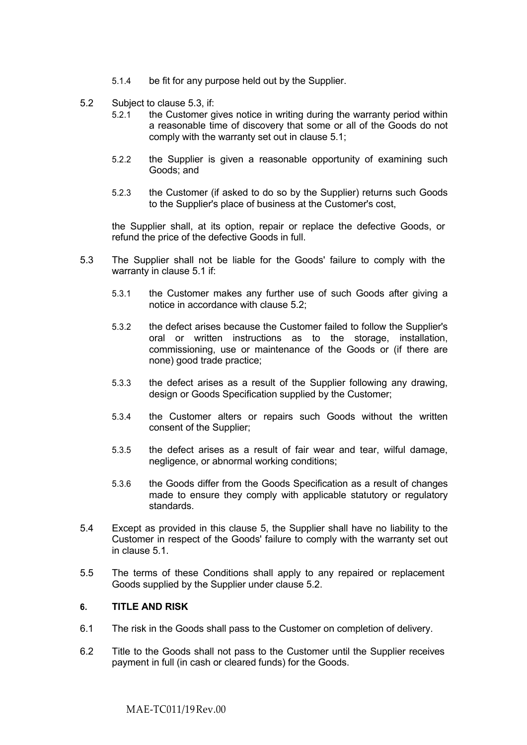5.1.4 be fit for any purpose held out by the Supplier.

5.2 Subject to clause 5.3, if:

5.2.1 the Customer gives notice in writing during the warranty period within a reasonable time of discovery that some or all of the Goods do not comply with the warranty set out in clause 5.1;

5.2.2 the Supplier is given a reasonable opportunity of examining such Goods; and

5.2.3 the Customer (if asked to do so by the Supplier) returns such Goods to the Supplier's place of business at the Customer's cost,

the Supplier shall, at its option, repair or replace the defective Goods, or refund the price of the defective Goods in full.

5.3 The Supplier shall not be liable for the Goods' failure to comply with the warranty in clause 5.1 if:

5.3.1 the Customer makes any further use of such Goods after giving a notice in accordance with clause 5.2;

5.3.2 the defect arises because the Customer failed to follow the Supplier's oral or written instructions as to the storage, installation, commissioning, use or maintenance of the Goods or (if there are none) good trade practice;

5.3.3 the defect arises as a result of the Supplier following any drawing, design or Goods Specification supplied by the Customer;

5.3.4 the Customer alters or repairs such Goods without the written consent of the Supplier;

5.3.5 the defect arises as a result of fair wear and tear, wilful damage, negligence, or abnormal working conditions;

5.3.6 the Goods differ from the Goods Specification as a result of changes made to ensure they comply with applicable statutory or regulatory standards.

5.4 Except as provided in this clause 5, the Supplier shall have no liability to the Customer in respect of the Goods' failure to comply with the warranty set out in clause 5.1.

5.5 The terms of these Conditions shall apply to any repaired or replacement Goods supplied by the Supplier under clause 5.2.

## 6. TITLE AND RISK

6.1 The risk in the Goods shall pass to the Customer on completion of delivery.

6.2 Title to the Goods shall not pass to the Customer until the Supplier receives payment in full (in cash or cleared funds) for the Goods.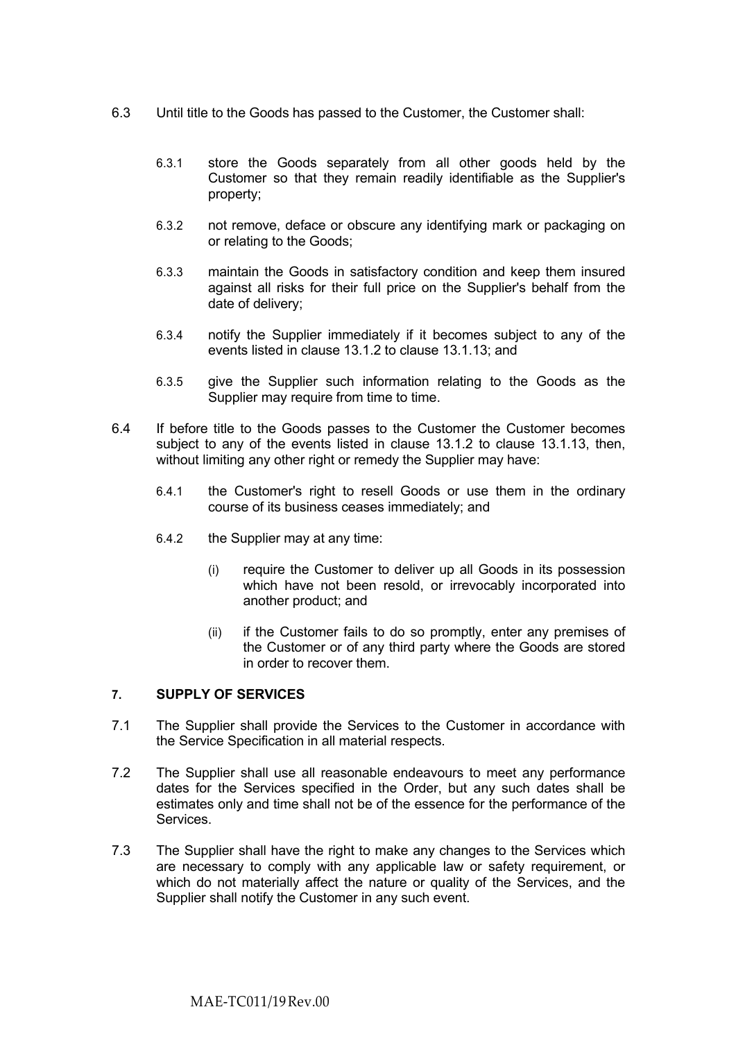6.3 Until title to the Goods has passed to the Customer, the Customer shall:

6.3.1 store the Goods separately from all other goods held by the Customer so that they remain readily identifiable as the Supplier's property;

6.3.2 not remove, deface or obscure any identifying mark or packaging on or relating to the Goods;

6.3.3 maintain the Goods in satisfactory condition and keep them insured against all risks for their full price on the Supplier's behalf from the date of delivery;

6.3.4 notify the Supplier immediately if it becomes subject to any of the events listed in clause 13.1.2 to clause 13.1.13; and

6.3.5 give the Supplier such information relating to the Goods as the Supplier may require from time to time.

6.4 If before title to the Goods passes to the Customer the Customer becomes subject to any of the events listed in clause 13.1.2 to clause 13.1.13, then, without limiting any other right or remedy the Supplier may have:

6.4.1 the Customer's right to resell Goods or use them in the ordinary course of its business ceases immediately; and

6.4.2 the Supplier may at any time:

(i) require the Customer to deliver up all Goods in its possession which have not been resold, or irrevocably incorporated into another product; and

(ii) if the Customer fails to do so promptly, enter any premises of the Customer or of any third party where the Goods are stored in order to recover them.

**7. SUPPLY OF SERVICES**

7.1 The Supplier shall provide the Services to the Customer in accordance with the Service Specification in all material respects.

7.2 The Supplier shall use all reasonable endeavours to meet any performance dates for the Services specified in the Order, but any such dates shall be estimates only and time shall not be of the essence for the performance of the Services.

7.3 The Supplier shall have the right to make any changes to the Services which are necessary to comply with any applicable law or safety requirement, or which do not materially affect the nature or quality of the Services, and the Supplier shall notify the Customer in any such event.

MAE-TC011/19 Rev.00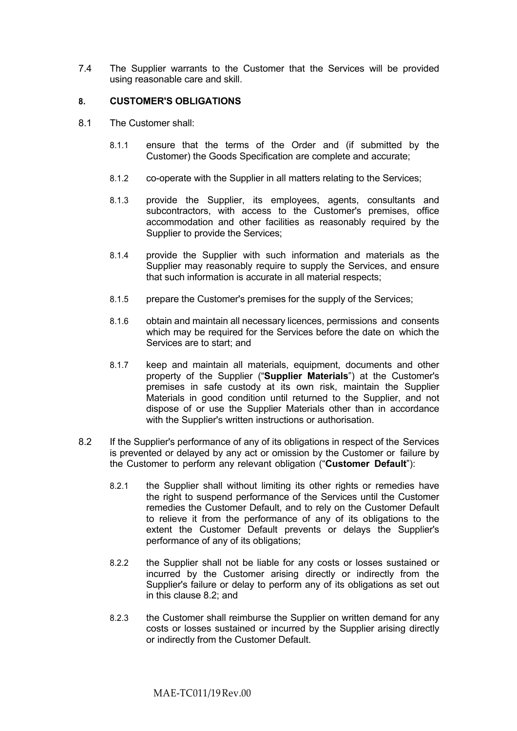7.4 The Supplier warrants to the Customer that the Services will be provided using reasonable care and skill.

## 8. CUSTOMER'S OBLIGATIONS

8.1 The Customer shall:

8.1.1 ensure that the terms of the Order and (if submitted by the Customer) the Goods Specification are complete and accurate;

8.1.2 co-operate with the Supplier in all matters relating to the Services;

8.1.3 provide the Supplier, its employees, agents, consultants and subcontractors, with access to the Customer's premises, office accommodation and other facilities as reasonably required by the Supplier to provide the Services;

8.1.4 provide the Supplier with such information and materials as the Supplier may reasonably require to supply the Services, and ensure that such information is accurate in all material respects;

8.1.5 prepare the Customer's premises for the supply of the Services;

8.1.6 obtain and maintain all necessary licences, permissions and consents which may be required for the Services before the date on which the Services are to start; and

8.1.7 keep and maintain all materials, equipment, documents and other property of the Supplier ("**Supplier Materials**") at the Customer's premises in safe custody at its own risk, maintain the Supplier Materials in good condition until returned to the Supplier, and not dispose of or use the Supplier Materials other than in accordance with the Supplier's written instructions or authorisation.

8.2 If the Supplier's performance of any of its obligations in respect of the Services is prevented or delayed by any act or omission by the Customer or failure by the Customer to perform any relevant obligation ("**Customer Default**"):

8.2.1 the Supplier shall without limiting its other rights or remedies have the right to suspend performance of the Services until the Customer remedies the Customer Default, and to rely on the Customer Default to relieve it from the performance of any of its obligations to the extent the Customer Default prevents or delays the Supplier's performance of any of its obligations;

8.2.2 the Supplier shall not be liable for any costs or losses sustained or incurred by the Customer arising directly or indirectly from the Supplier's failure or delay to perform any of its obligations as set out in this clause 8.2; and

8.2.3 the Customer shall reimburse the Supplier on written demand for any costs or losses sustained or incurred by the Supplier arising directly or indirectly from the Customer Default.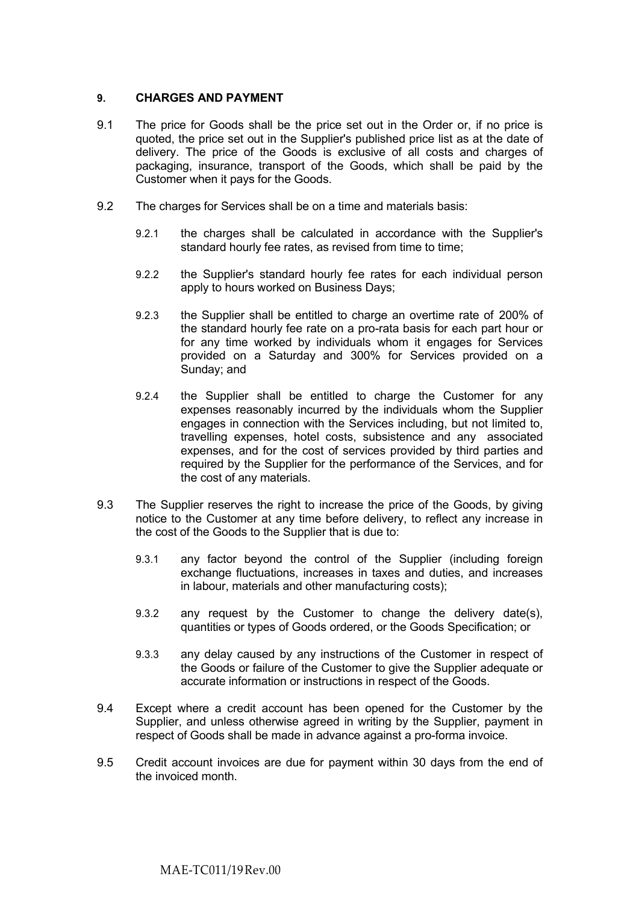## 9. CHARGES AND PAYMENT

9.1 The price for Goods shall be the price set out in the Order or, if no price is quoted, the price set out in the Supplier's published price list as at the date of delivery. The price of the Goods is exclusive of all costs and charges of packaging, insurance, transport of the Goods, which shall be paid by the Customer when it pays for the Goods.

9.2 The charges for Services shall be on a time and materials basis:

9.2.1 the charges shall be calculated in accordance with the Supplier's standard hourly fee rates, as revised from time to time;

9.2.2 the Supplier's standard hourly fee rates for each individual person apply to hours worked on Business Days;

9.2.3 the Supplier shall be entitled to charge an overtime rate of 200% of the standard hourly fee rate on a pro-rata basis for each part hour or for any time worked by individuals whom it engages for Services provided on a Saturday and 300% for Services provided on a Sunday; and

9.2.4 the Supplier shall be entitled to charge the Customer for any expenses reasonably incurred by the individuals whom the Supplier engages in connection with the Services including, but not limited to, travelling expenses, hotel costs, subsistence and any associated expenses, and for the cost of services provided by third parties and required by the Supplier for the performance of the Services, and for the cost of any materials.

9.3 The Supplier reserves the right to increase the price of the Goods, by giving notice to the Customer at any time before delivery, to reflect any increase in the cost of the Goods to the Supplier that is due to:

9.3.1 any factor beyond the control of the Supplier (including foreign exchange fluctuations, increases in taxes and duties, and increases in labour, materials and other manufacturing costs);

9.3.2 any request by the Customer to change the delivery date(s), quantities or types of Goods ordered, or the Goods Specification; or

9.3.3 any delay caused by any instructions of the Customer in respect of the Goods or failure of the Customer to give the Supplier adequate or accurate information or instructions in respect of the Goods.

9.4 Except where a credit account has been opened for the Customer by the Supplier, and unless otherwise agreed in writing by the Supplier, payment in respect of Goods shall be made in advance against a pro-forma invoice.

9.5 Credit account invoices are due for payment within 30 days from the end of the invoiced month.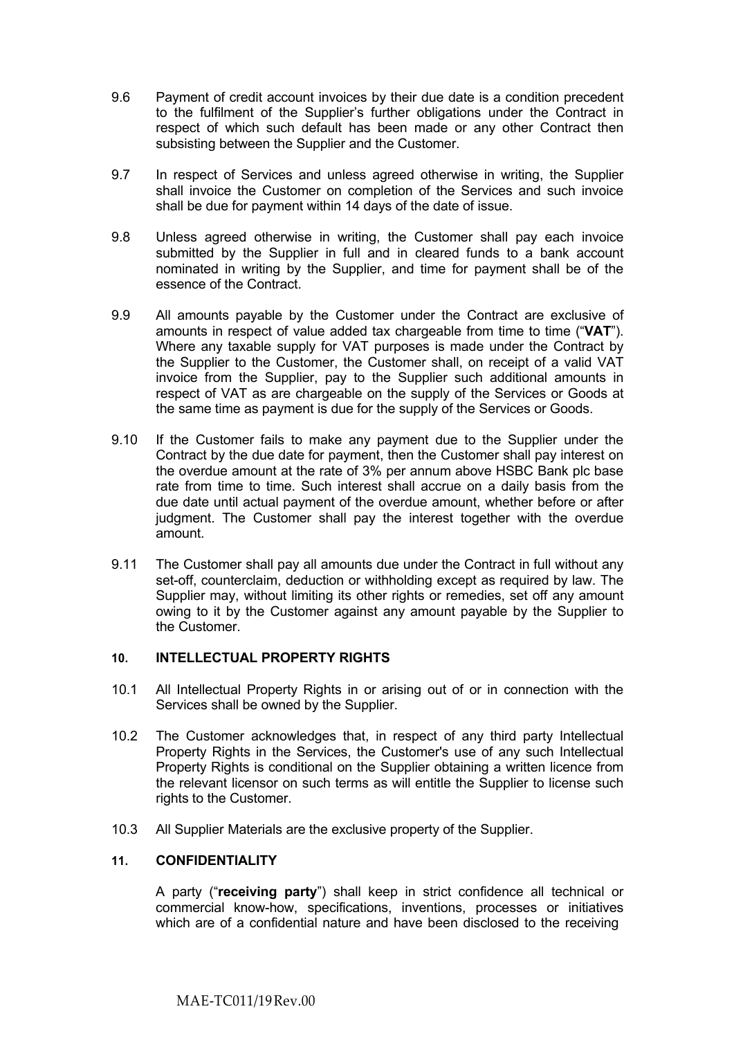9.6 Payment of credit account invoices by their due date is a condition precedent to the fulfilment of the Supplier's further obligations under the Contract in respect of which such default has been made or any other Contract then subsisting between the Supplier and the Customer.

9.7 In respect of Services and unless agreed otherwise in writing, the Supplier shall invoice the Customer on completion of the Services and such invoice shall be due for payment within 14 days of the date of issue.

9.8 Unless agreed otherwise in writing, the Customer shall pay each invoice submitted by the Supplier in full and in cleared funds to a bank account nominated in writing by the Supplier, and time for payment shall be of the essence of the Contract.

9.9 All amounts payable by the Customer under the Contract are exclusive of amounts in respect of value added tax chargeable from time to time ("**VAT**"). Where any taxable supply for VAT purposes is made under the Contract by the Supplier to the Customer, the Customer shall, on receipt of a valid VAT invoice from the Supplier, pay to the Supplier such additional amounts in respect of VAT as are chargeable on the supply of the Services or Goods at the same time as payment is due for the supply of the Services or Goods.

9.10 If the Customer fails to make any payment due to the Supplier under the Contract by the due date for payment, then the Customer shall pay interest on the overdue amount at the rate of 3% per annum above HSBC Bank plc base rate from time to time. Such interest shall accrue on a daily basis from the due date until actual payment of the overdue amount, whether before or after judgment. The Customer shall pay the interest together with the overdue amount.

9.11 The Customer shall pay all amounts due under the Contract in full without any set-off, counterclaim, deduction or withholding except as required by law. The Supplier may, without limiting its other rights or remedies, set off any amount owing to it by the Customer against any amount payable by the Supplier to the Customer.

## 10. INTELLECTUAL PROPERTY RIGHTS

10.1 All Intellectual Property Rights in or arising out of or in connection with the Services shall be owned by the Supplier.

10.2 The Customer acknowledges that, in respect of any third party Intellectual Property Rights in the Services, the Customer's use of any such Intellectual Property Rights is conditional on the Supplier obtaining a written licence from the relevant licensor on such terms as will entitle the Supplier to license such rights to the Customer.

10.3 All Supplier Materials are the exclusive property of the Supplier.

## 11. CONFIDENTIALITY

A party ("**receiving party**") shall keep in strict confidence all technical or commercial know-how, specifications, inventions, processes or initiatives which are of a confidential nature and have been disclosed to the receiving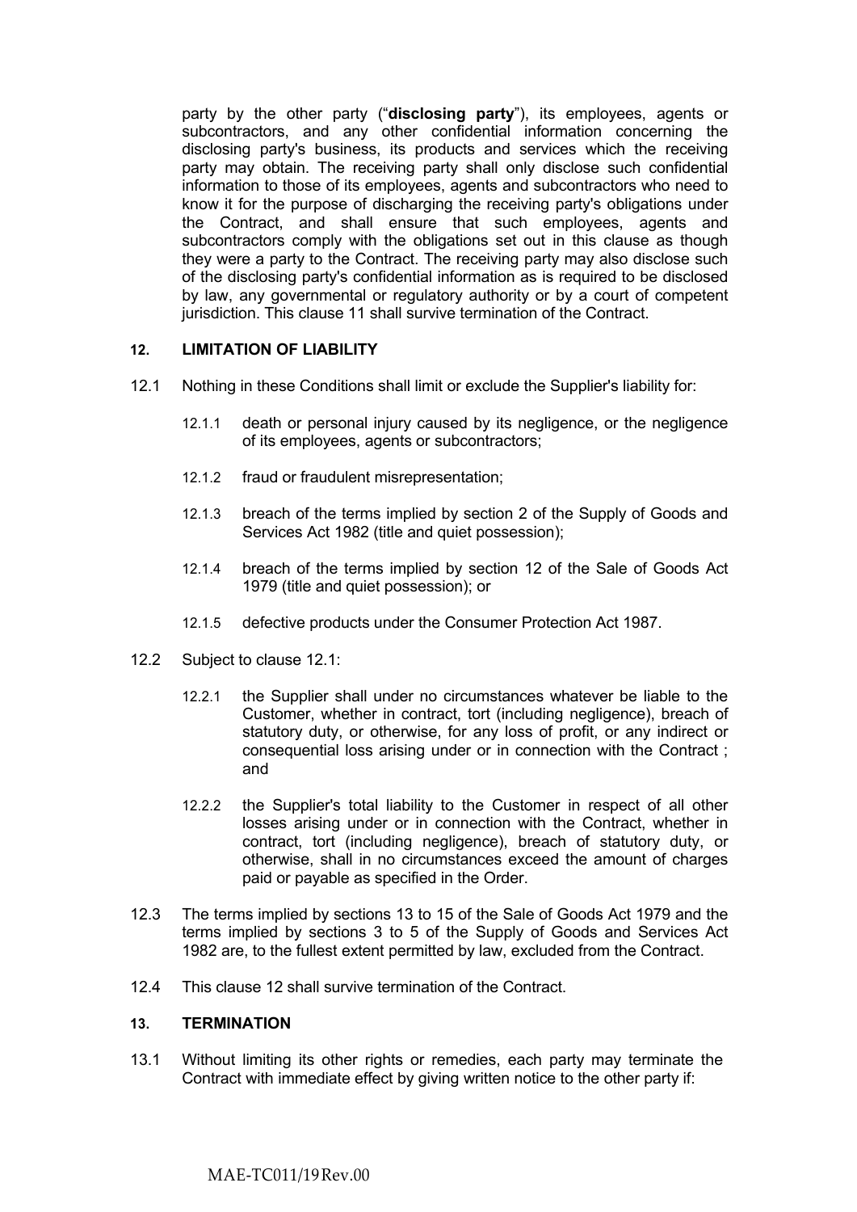party by the other party ("**disclosing party**"), its employees, agents or subcontractors, and any other confidential information concerning the disclosing party's business, its products and services which the receiving party may obtain. The receiving party shall only disclose such confidential information to those of its employees, agents and subcontractors who need to know it for the purpose of discharging the receiving party's obligations under the Contract, and shall ensure that such employees, agents and subcontractors comply with the obligations set out in this clause as though they were a party to the Contract. The receiving party may also disclose such of the disclosing party's confidential information as is required to be disclosed by law, any governmental or regulatory authority or by a court of competent jurisdiction. This clause 11 shall survive termination of the Contract.

## 12. LIMITATION OF LIABILITY

12.1 Nothing in these Conditions shall limit or exclude the Supplier's liability for:

12.1.1 death or personal injury caused by its negligence, or the negligence of its employees, agents or subcontractors;

12.1.2 fraud or fraudulent misrepresentation;

12.1.3 breach of the terms implied by section 2 of the Supply of Goods and Services Act 1982 (title and quiet possession);

12.1.4 breach of the terms implied by section 12 of the Sale of Goods Act 1979 (title and quiet possession); or

12.1.5 defective products under the Consumer Protection Act 1987.

12.2 Subject to clause 12.1:

12.2.1 the Supplier shall under no circumstances whatever be liable to the Customer, whether in contract, tort (including negligence), breach of statutory duty, or otherwise, for any loss of profit, or any indirect or consequential loss arising under or in connection with the Contract ; and

12.2.2 the Supplier's total liability to the Customer in respect of all other losses arising under or in connection with the Contract, whether in contract, tort (including negligence), breach of statutory duty, or otherwise, shall in no circumstances exceed the amount of charges paid or payable as specified in the Order.

12.3 The terms implied by sections 13 to 15 of the Sale of Goods Act 1979 and the terms implied by sections 3 to 5 of the Supply of Goods and Services Act 1982 are, to the fullest extent permitted by law, excluded from the Contract.

12.4 This clause 12 shall survive termination of the Contract.

## 13. TERMINATION

13.1 Without limiting its other rights or remedies, each party may terminate the Contract with immediate effect by giving written notice to the other party if: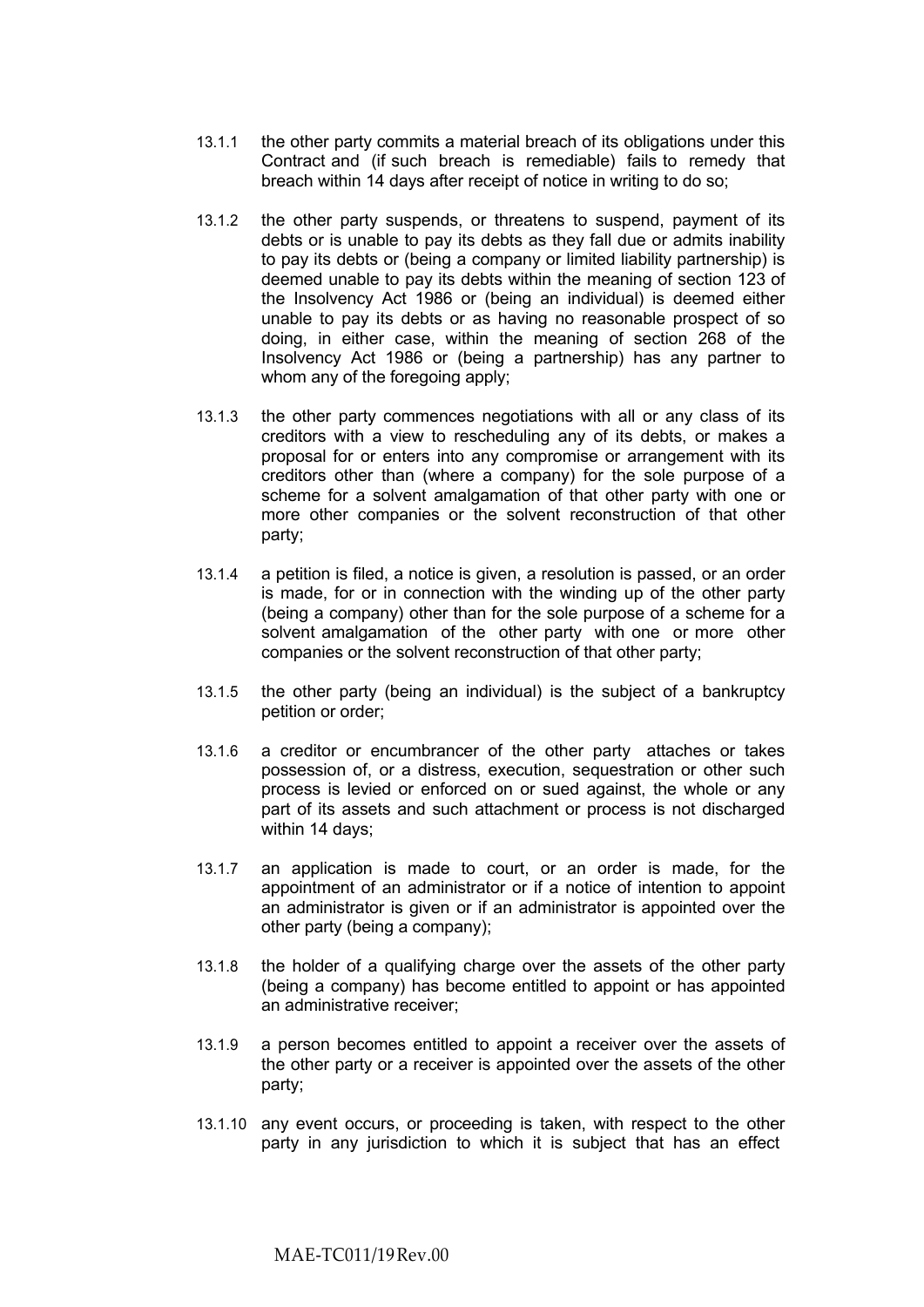13.1.1 the other party commits a material breach of its obligations under this Contract and (if such breach is remediable) fails to remedy that breach within 14 days after receipt of notice in writing to do so;

13.1.2 the other party suspends, or threatens to suspend, payment of its debts or is unable to pay its debts as they fall due or admits inability to pay its debts or (being a company or limited liability partnership) is deemed unable to pay its debts within the meaning of section 123 of the Insolvency Act 1986 or (being an individual) is deemed either unable to pay its debts or as having no reasonable prospect of so doing, in either case, within the meaning of section 268 of the Insolvency Act 1986 or (being a partnership) has any partner to whom any of the foregoing apply;

13.1.3 the other party commences negotiations with all or any class of its creditors with a view to rescheduling any of its debts, or makes a proposal for or enters into any compromise or arrangement with its creditors other than (where a company) for the sole purpose of a scheme for a solvent amalgamation of that other party with one or more other companies or the solvent reconstruction of that other party;

13.1.4 a petition is filed, a notice is given, a resolution is passed, or an order is made, for or in connection with the winding up of the other party (being a company) other than for the sole purpose of a scheme for a solvent amalgamation of the other party with one or more other companies or the solvent reconstruction of that other party;

13.1.5 the other party (being an individual) is the subject of a bankruptcy petition or order;

13.1.6 a creditor or encumbrancer of the other party attaches or takes possession of, or a distress, execution, sequestration or other such process is levied or enforced on or sued against, the whole or any part of its assets and such attachment or process is not discharged within 14 days;

13.1.7 an application is made to court, or an order is made, for the appointment of an administrator or if a notice of intention to appoint an administrator is given or if an administrator is appointed over the other party (being a company);

13.1.8 the holder of a qualifying charge over the assets of the other party (being a company) has become entitled to appoint or has appointed an administrative receiver;

13.1.9 a person becomes entitled to appoint a receiver over the assets of the other party or a receiver is appointed over the assets of the other party;

13.1.10 any event occurs, or proceeding is taken, with respect to the other party in any jurisdiction to which it is subject that has an effect

MAE-TC011/19Rev.00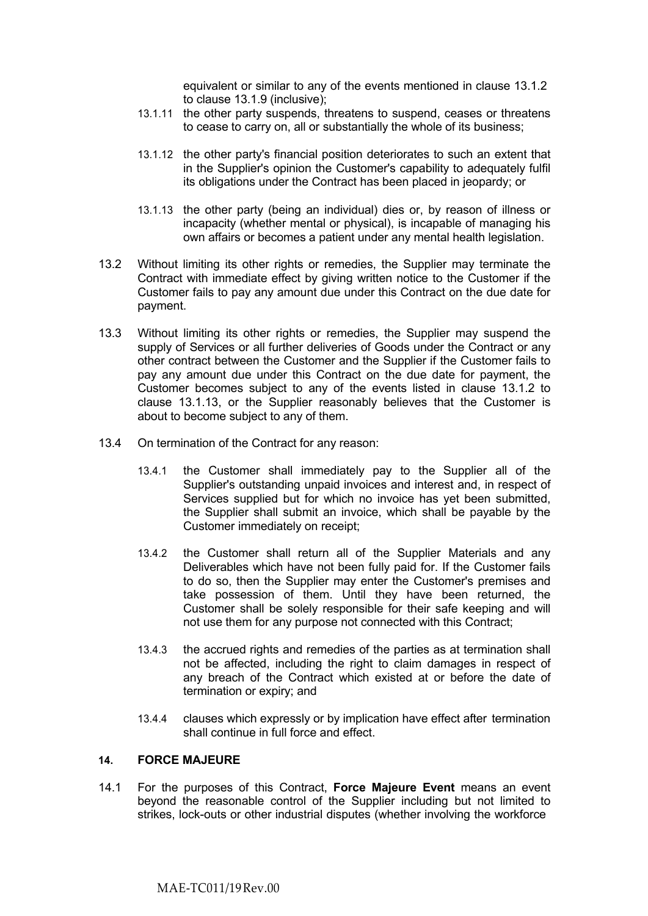equivalent or similar to any of the events mentioned in clause 13.1.2 to clause 13.1.9 (inclusive);

13.1.11 the other party suspends, threatens to suspend, ceases or threatens to cease to carry on, all or substantially the whole of its business;

13.1.12 the other party's financial position deteriorates to such an extent that in the Supplier's opinion the Customer's capability to adequately fulfil its obligations under the Contract has been placed in jeopardy; or

13.1.13 the other party (being an individual) dies or, by reason of illness or incapacity (whether mental or physical), is incapable of managing his own affairs or becomes a patient under any mental health legislation.

13.2 Without limiting its other rights or remedies, the Supplier may terminate the Contract with immediate effect by giving written notice to the Customer if the Customer fails to pay any amount due under this Contract on the due date for payment.

13.3 Without limiting its other rights or remedies, the Supplier may suspend the supply of Services or all further deliveries of Goods under the Contract or any other contract between the Customer and the Supplier if the Customer fails to pay any amount due under this Contract on the due date for payment, the Customer becomes subject to any of the events listed in clause 13.1.2 to clause 13.1.13, or the Supplier reasonably believes that the Customer is about to become subject to any of them.

13.4 On termination of the Contract for any reason:

13.4.1 the Customer shall immediately pay to the Supplier all of the Supplier's outstanding unpaid invoices and interest and, in respect of Services supplied but for which no invoice has yet been submitted, the Supplier shall submit an invoice, which shall be payable by the Customer immediately on receipt;

13.4.2 the Customer shall return all of the Supplier Materials and any Deliverables which have not been fully paid for. If the Customer fails to do so, then the Supplier may enter the Customer's premises and take possession of them. Until they have been returned, the Customer shall be solely responsible for their safe keeping and will not use them for any purpose not connected with this Contract;

13.4.3 the accrued rights and remedies of the parties as at termination shall not be affected, including the right to claim damages in respect of any breach of the Contract which existed at or before the date of termination or expiry; and

13.4.4 clauses which expressly or by implication have effect after termination shall continue in full force and effect.

## 14. FORCE MAJEURE

14.1 For the purposes of this Contract, **Force Majeure Event** means an event beyond the reasonable control of the Supplier including but not limited to strikes, lock-outs or other industrial disputes (whether involving the workforce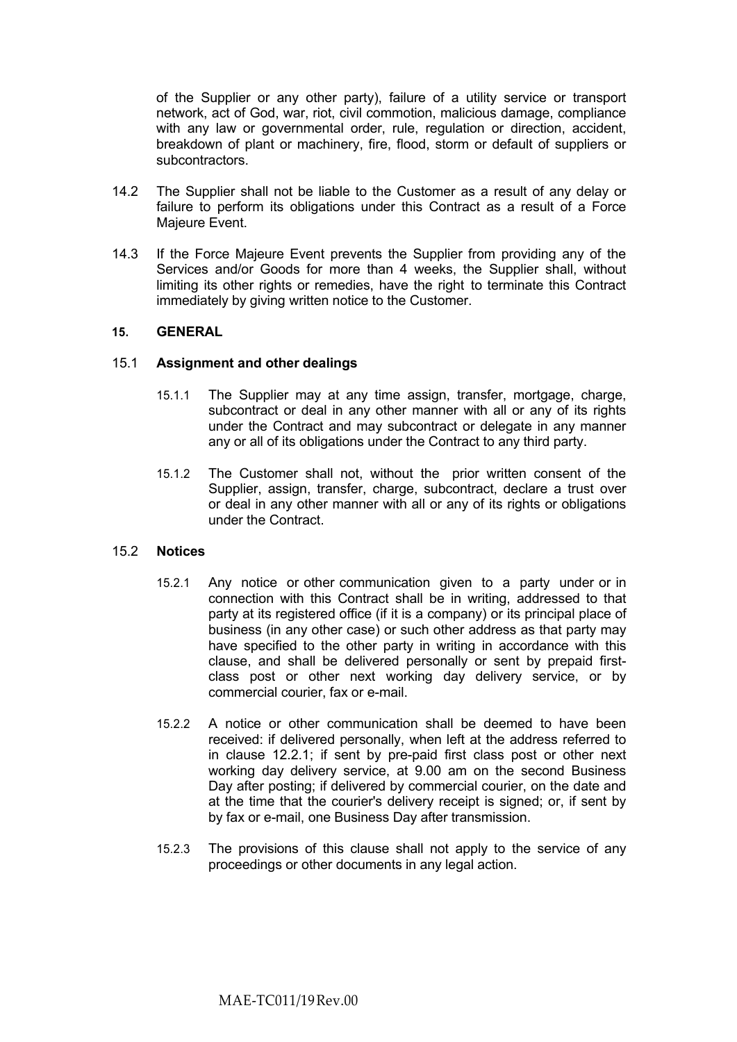of the Supplier or any other party), failure of a utility service or transport network, act of God, war, riot, civil commotion, malicious damage, compliance with any law or governmental order, rule, regulation or direction, accident, breakdown of plant or machinery, fire, flood, storm or default of suppliers or subcontractors.

14.2 The Supplier shall not be liable to the Customer as a result of any delay or failure to perform its obligations under this Contract as a result of a Force Majeure Event.

14.3 If the Force Majeure Event prevents the Supplier from providing any of the Services and/or Goods for more than 4 weeks, the Supplier shall, without limiting its other rights or remedies, have the right to terminate this Contract immediately by giving written notice to the Customer.

## 15. GENERAL

### 15.1 Assignment and other dealings

15.1.1 The Supplier may at any time assign, transfer, mortgage, charge, subcontract or deal in any other manner with all or any of its rights under the Contract and may subcontract or delegate in any manner any or all of its obligations under the Contract to any third party.

15.1.2 The Customer shall not, without the prior written consent of the Supplier, assign, transfer, charge, subcontract, declare a trust over or deal in any other manner with all or any of its rights or obligations under the Contract.

### 15.2 Notices

15.2.1 Any notice or other communication given to a party under or in connection with this Contract shall be in writing, addressed to that party at its registered office (if it is a company) or its principal place of business (in any other case) or such other address as that party may have specified to the other party in writing in accordance with this clause, and shall be delivered personally or sent by prepaid first-class post or other next working day delivery service, or by commercial courier, fax or e-mail.

15.2.2 A notice or other communication shall be deemed to have been received: if delivered personally, when left at the address referred to in clause 12.2.1; if sent by pre-paid first class post or other next working day delivery service, at 9.00 am on the second Business Day after posting; if delivered by commercial courier, on the date and at the time that the courier's delivery receipt is signed; or, if sent by by fax or e-mail, one Business Day after transmission.

15.2.3 The provisions of this clause shall not apply to the service of any proceedings or other documents in any legal action.

MAE-TC011/19Rev.00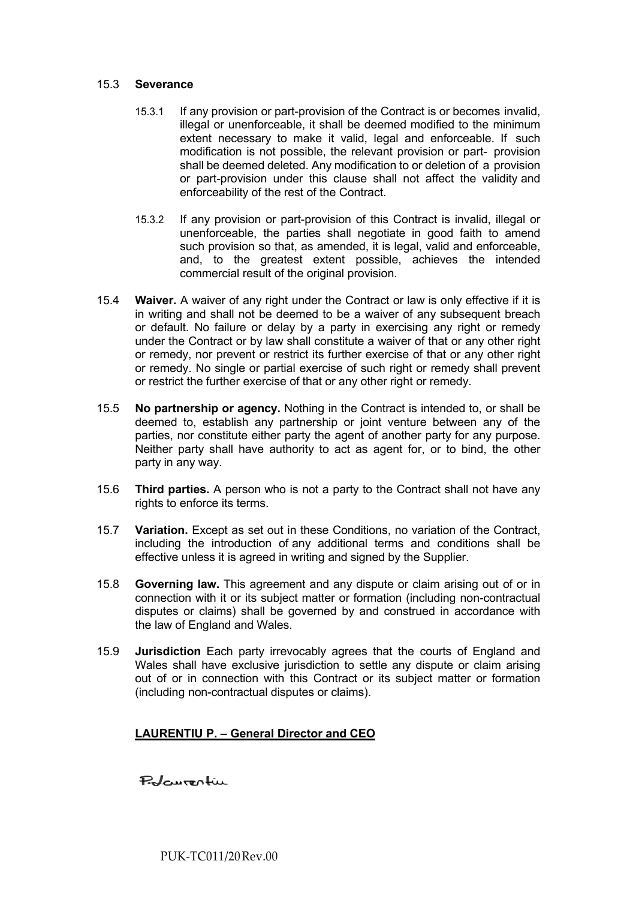15.3 **Severance**

15.3.1 If any provision or part-provision of the Contract is or becomes invalid, illegal or unenforceable, it shall be deemed modified to the minimum extent necessary to make it valid, legal and enforceable. If such modification is not possible, the relevant provision or part- provision shall be deemed deleted. Any modification to or deletion of a provision or part-provision under this clause shall not affect the validity and enforceability of the rest of the Contract.

15.3.2 If any provision or part-provision of this Contract is invalid, illegal or unenforceable, the parties shall negotiate in good faith to amend such provision so that, as amended, it is legal, valid and enforceable, and, to the greatest extent possible, achieves the intended commercial result of the original provision.

15.4 **Waiver.** A waiver of any right under the Contract or law is only effective if it is in writing and shall not be deemed to be a waiver of any subsequent breach or default. No failure or delay by a party in exercising any right or remedy under the Contract or by law shall constitute a waiver of that or any other right or remedy, nor prevent or restrict its further exercise of that or any other right or remedy. No single or partial exercise of such right or remedy shall prevent or restrict the further exercise of that or any other right or remedy.

15.5 **No partnership or agency.** Nothing in the Contract is intended to, or shall be deemed to, establish any partnership or joint venture between any of the parties, nor constitute either party the agent of another party for any purpose. Neither party shall have authority to act as agent for, or to bind, the other party in any way.

15.6 **Third parties.** A person who is not a party to the Contract shall not have any rights to enforce its terms.

15.7 **Variation.** Except as set out in these Conditions, no variation of the Contract, including the introduction of any additional terms and conditions shall be effective unless it is agreed in writing and signed by the Supplier.

15.8 **Governing law.** This agreement and any dispute or claim arising out of or in connection with it or its subject matter or formation (including non-contractual disputes or claims) shall be governed by and construed in accordance with the law of England and Wales.

15.9 **Jurisdiction** Each party irrevocably agrees that the courts of England and Wales shall have exclusive jurisdiction to settle any dispute or claim arising out of or in connection with this Contract or its subject matter or formation (including non-contractual disputes or claims).

**LAURENTIU P. – General Director and CEO**

P.Laurentiu

PUK-TC011/20Rev.00